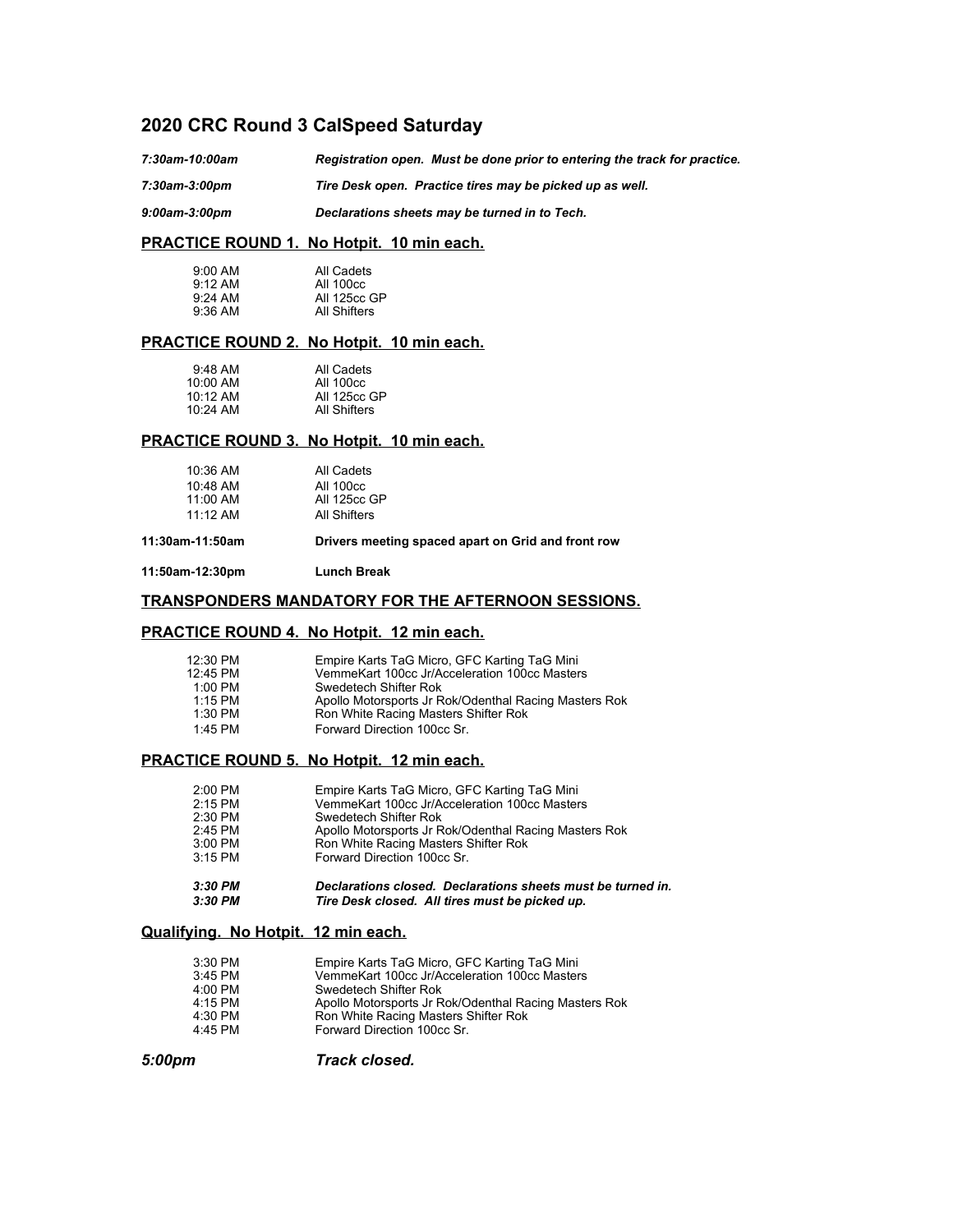## 2020 CRC Round 3 CalSpeed Saturday

***7:30am-10:00am*** ***Registration open. Must be done prior to entering the track for practice.***

***7:30am-3:00pm*** ***Tire Desk open. Practice tires may be picked up as well.***

***9:00am-3:00pm*** ***Declarations sheets may be turned in to Tech.***

### PRACTICE ROUND 1. No Hotpit. 10 min each.

| | |
|---|---|
| 9:00 AM | All Cadets |
| 9:12 AM | All 100cc |
| 9:24 AM | All 125cc GP |
| 9:36 AM | All Shifters |

### PRACTICE ROUND 2. No Hotpit. 10 min each.

| | |
|---|---|
| 9:48 AM | All Cadets |
| 10:00 AM | All 100cc |
| 10:12 AM | All 125cc GP |
| 10:24 AM | All Shifters |

### PRACTICE ROUND 3. No Hotpit. 10 min each.

| | |
|---|---|
| 10:36 AM | All Cadets |
| 10:48 AM | All 100cc |
| 11:00 AM | All 125cc GP |
| 11:12 AM | All Shifters |

**11:30am-11:50am** **Drivers meeting spaced apart on Grid and front row**

**11:50am-12:30pm** **Lunch Break**

### TRANSPONDERS MANDATORY FOR THE AFTERNOON SESSIONS.

### PRACTICE ROUND 4. No Hotpit. 12 min each.

| | |
|---|---|
| 12:30 PM | Empire Karts TaG Micro, GFC Karting TaG Mini |
| 12:45 PM | VemmeKart 100cc Jr/Acceleration 100cc Masters |
| 1:00 PM | Swedetech Shifter Rok |
| 1:15 PM | Apollo Motorsports Jr Rok/Odenthal Racing Masters Rok |
| 1:30 PM | Ron White Racing Masters Shifter Rok |
| 1:45 PM | Forward Direction 100cc Sr. |

### PRACTICE ROUND 5. No Hotpit. 12 min each.

| | |
|---|---|
| 2:00 PM | Empire Karts TaG Micro, GFC Karting TaG Mini |
| 2:15 PM | VemmeKart 100cc Jr/Acceleration 100cc Masters |
| 2:30 PM | Swedetech Shifter Rok |
| 2:45 PM | Apollo Motorsports Jr Rok/Odenthal Racing Masters Rok |
| 3:00 PM | Ron White Racing Masters Shifter Rok |
| 3:15 PM | Forward Direction 100cc Sr. |

***3:30 PM*** ***Declarations closed. Declarations sheets must be turned in.***
***3:30 PM*** ***Tire Desk closed. All tires must be picked up.***

### Qualifying. No Hotpit. 12 min each.

| | |
|---|---|
| 3:30 PM | Empire Karts TaG Micro, GFC Karting TaG Mini |
| 3:45 PM | VemmeKart 100cc Jr/Acceleration 100cc Masters |
| 4:00 PM | Swedetech Shifter Rok |
| 4:15 PM | Apollo Motorsports Jr Rok/Odenthal Racing Masters Rok |
| 4:30 PM | Ron White Racing Masters Shifter Rok |
| 4:45 PM | Forward Direction 100cc Sr. |

***5:00pm*** ***Track closed.***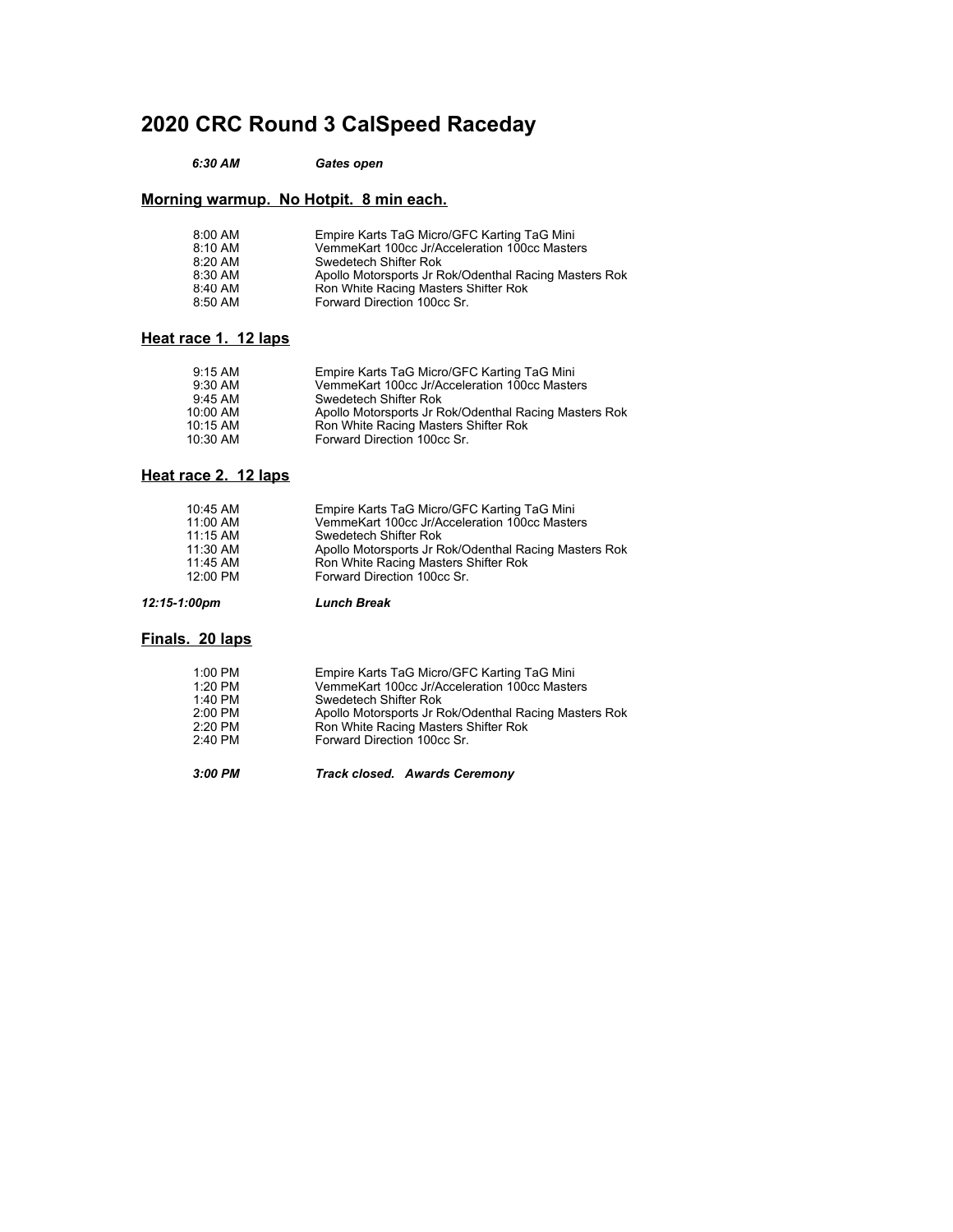# 2020 CRC Round 3 CalSpeed Raceday

***6:30 AM*** ***Gates open***

## Morning warmup. No Hotpit. 8 min each.

| | |
|---|---|
| 8:00 AM | Empire Karts TaG Micro/GFC Karting TaG Mini |
| 8:10 AM | VemmeKart 100cc Jr/Acceleration 100cc Masters |
| 8:20 AM | Swedetech Shifter Rok |
| 8:30 AM | Apollo Motorsports Jr Rok/Odenthal Racing Masters Rok |
| 8:40 AM | Ron White Racing Masters Shifter Rok |
| 8:50 AM | Forward Direction 100cc Sr. |

## Heat race 1. 12 laps

| | |
|---|---|
| 9:15 AM | Empire Karts TaG Micro/GFC Karting TaG Mini |
| 9:30 AM | VemmeKart 100cc Jr/Acceleration 100cc Masters |
| 9:45 AM | Swedetech Shifter Rok |
| 10:00 AM | Apollo Motorsports Jr Rok/Odenthal Racing Masters Rok |
| 10:15 AM | Ron White Racing Masters Shifter Rok |
| 10:30 AM | Forward Direction 100cc Sr. |

## Heat race 2. 12 laps

| | |
|---|---|
| 10:45 AM | Empire Karts TaG Micro/GFC Karting TaG Mini |
| 11:00 AM | VemmeKart 100cc Jr/Acceleration 100cc Masters |
| 11:15 AM | Swedetech Shifter Rok |
| 11:30 AM | Apollo Motorsports Jr Rok/Odenthal Racing Masters Rok |
| 11:45 AM | Ron White Racing Masters Shifter Rok |
| 12:00 PM | Forward Direction 100cc Sr. |

***12:15-1:00pm*** ***Lunch Break***

## Finals. 20 laps

| | |
|---|---|
| 1:00 PM | Empire Karts TaG Micro/GFC Karting TaG Mini |
| 1:20 PM | VemmeKart 100cc Jr/Acceleration 100cc Masters |
| 1:40 PM | Swedetech Shifter Rok |
| 2:00 PM | Apollo Motorsports Jr Rok/Odenthal Racing Masters Rok |
| 2:20 PM | Ron White Racing Masters Shifter Rok |
| 2:40 PM | Forward Direction 100cc Sr. |

***3:00 PM*** ***Track closed. Awards Ceremony***